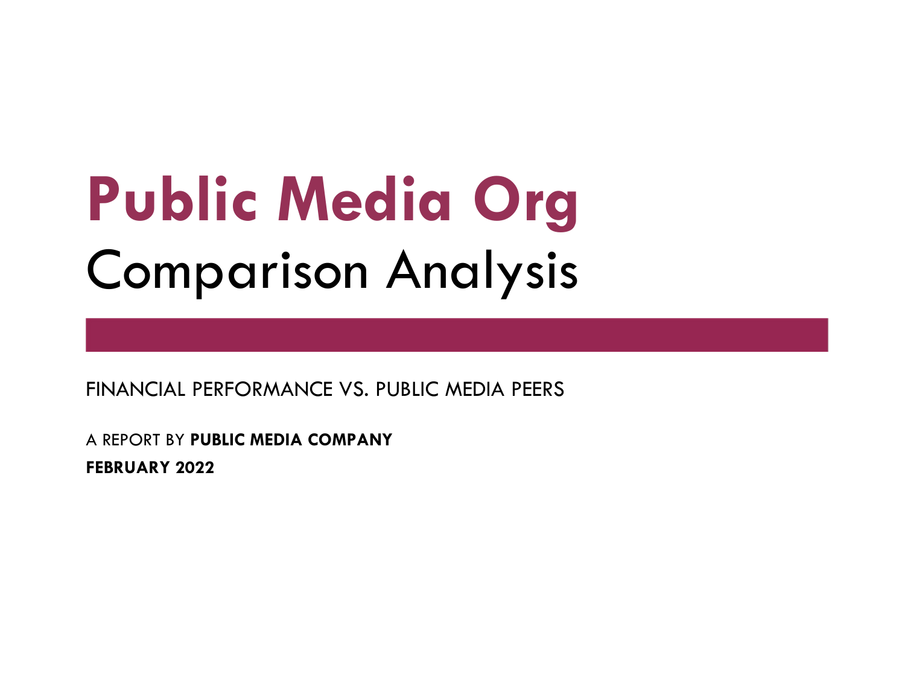# Public Media Org

## Comparison Analysis

FINANCIAL PERFORMANCE VS. PUBLIC MEDIA PEERS

A REPORT BY **PUBLIC MEDIA COMPANY**

**FEBRUARY 2022**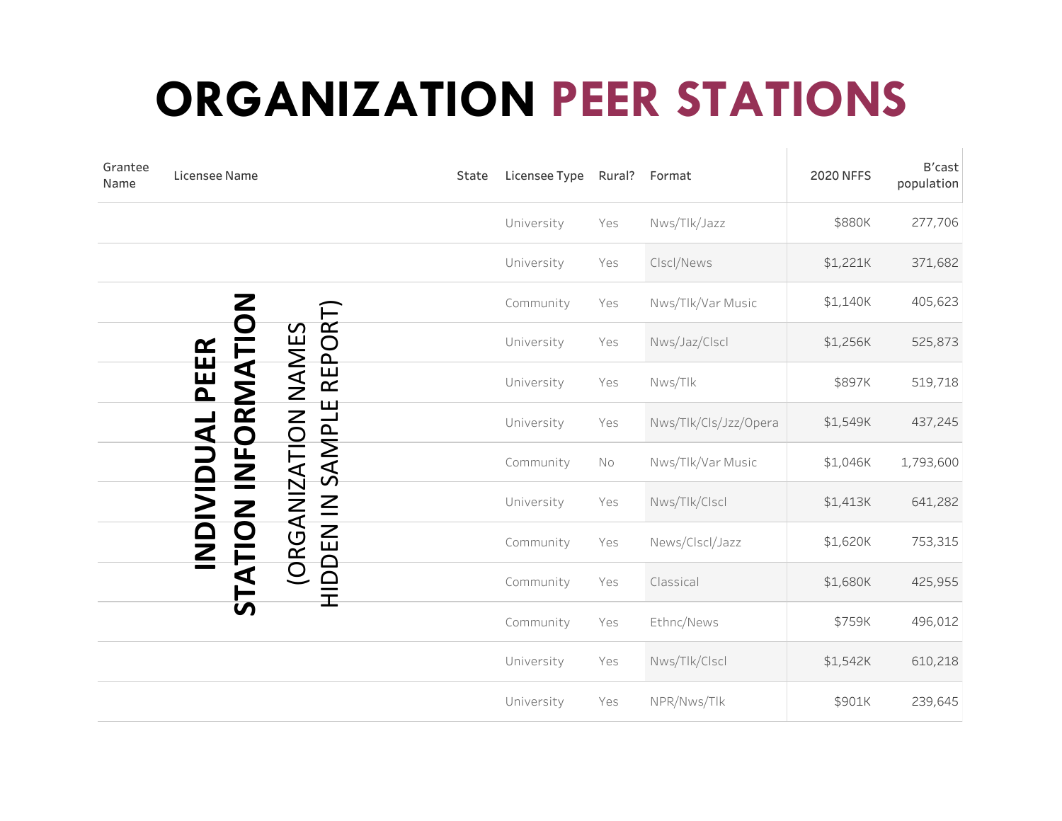# ORGANIZATION PEER STATIONS

| Grantee Name | Licensee Name | State | Licensee Type | Rural? | Format | 2020 NFFS | B'cast population |
|---|---|---|---|---|---|---|---|
| | | | University | Yes | Nws/Tlk/Jazz | $880K | 277,706 |
| | | | University | Yes | Clscl/News | $1,221K | 371,682 |
| | | | Community | Yes | Nws/Tlk/Var Music | $1,140K | 405,623 |
| | | | University | Yes | Nws/Jaz/Clscl | $1,256K | 525,873 |
| | | | University | Yes | Nws/Tlk | $897K | 519,718 |
| | | | University | Yes | Nws/Tlk/Cls/Jzz/Opera | $1,549K | 437,245 |
| | | | Community | No | Nws/Tlk/Var Music | $1,046K | 1,793,600 |
| | | | University | Yes | Nws/Tlk/Clscl | $1,413K | 641,282 |
| | | | Community | Yes | News/Clscl/Jazz | $1,620K | 753,315 |
| | | | Community | Yes | Classical | $1,680K | 425,955 |
| | | | Community | Yes | Ethnc/News | $759K | 496,012 |
| | | | University | Yes | Nws/Tlk/Clscl | $1,542K | 610,218 |
| | | | University | Yes | NPR/Nws/Tlk | $901K | 239,645 |

**INDIVIDUAL PEER STATION INFORMATION**

(ORGANIZATION NAMES HIDDEN IN SAMPLE REPORT)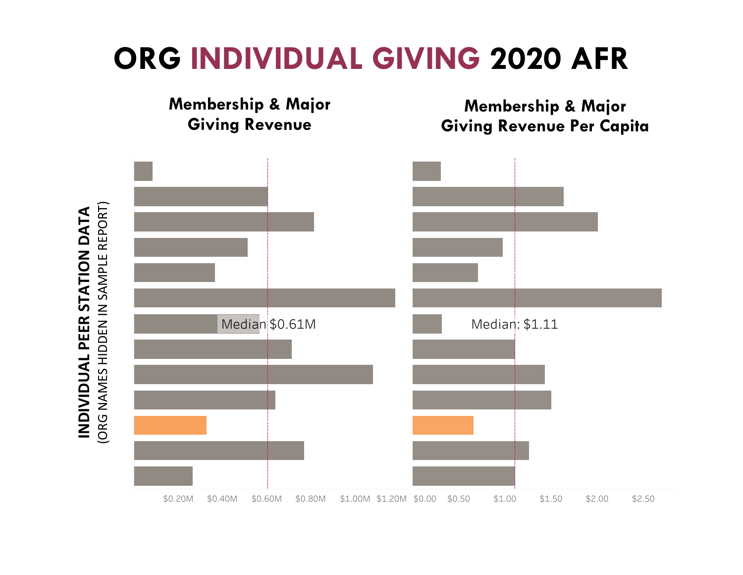# ORG INDIVIDUAL GIVING 2020 AFR

## Membership & Major Giving Revenue

## Membership & Major Giving Revenue Per Capita

**INDIVIDUAL PEER STATION DATA**
(ORG NAMES HIDDEN IN SAMPLE REPORT)

Median $0.61M

Median: $1.11

$0.20M $0.40M $0.60M $0.80M $1.00M $1.20M

$0.00 $0.50 $1.00 $1.50 $2.00 $2.50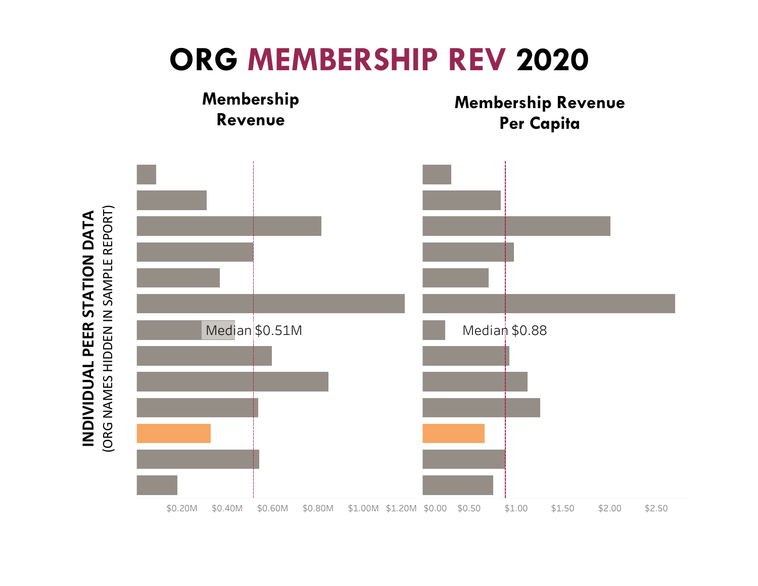# ORG MEMBERSHIP REV 2020

**INDIVIDUAL PEER STATION DATA**
(ORG NAMES HIDDEN IN SAMPLE REPORT)

## Membership Revenue

Median $0.51M

$0.20M $0.40M $0.60M $0.80M $1.00M $1.20M

## Membership Revenue Per Capita

Median $0.88

$0.00 $0.50 $1.00 $1.50 $2.00 $2.50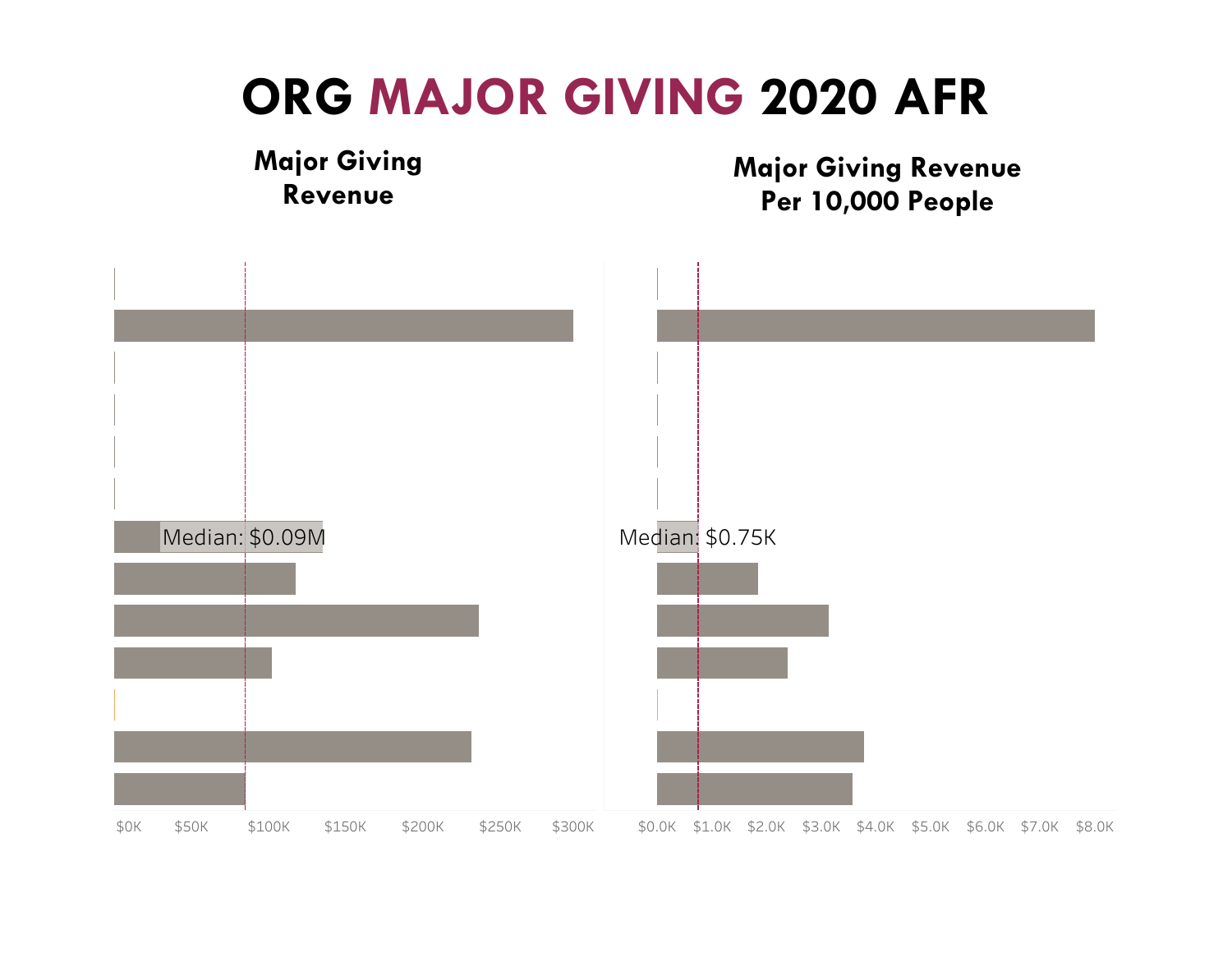# ORG MAJOR GIVING 2020 AFR

### Major Giving Revenue

Median: $0.09M

$0K $50K $100K $150K $200K $250K $300K

### Major Giving Revenue Per 10,000 People

Median: $0.75K

$0.0K $1.0K $2.0K $3.0K $4.0K $5.0K $6.0K $7.0K $8.0K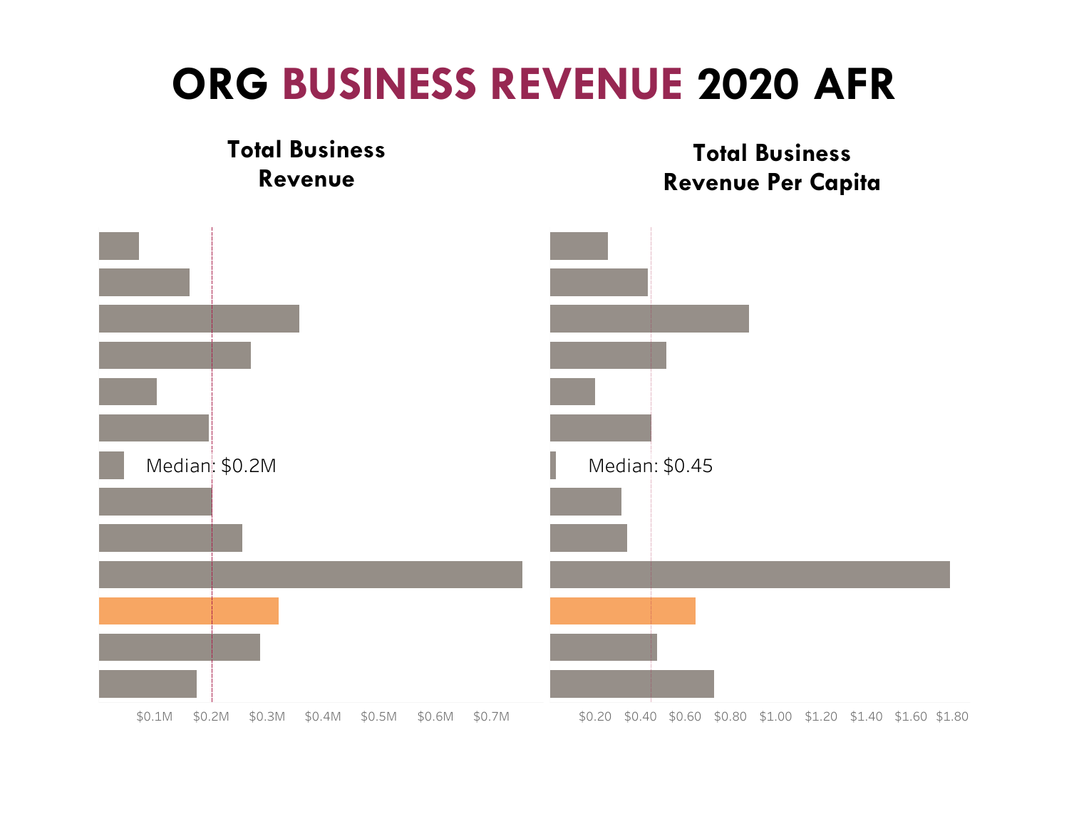# ORG BUSINESS REVENUE 2020 AFR

### Total Business Revenue

Median: $0.2M

$0.1M $0.2M $0.3M $0.4M $0.5M $0.6M $0.7M

### Total Business Revenue Per Capita

Median: $0.45

$0.20 $0.40 $0.60 $0.80 $1.00 $1.20 $1.40 $1.60 $1.80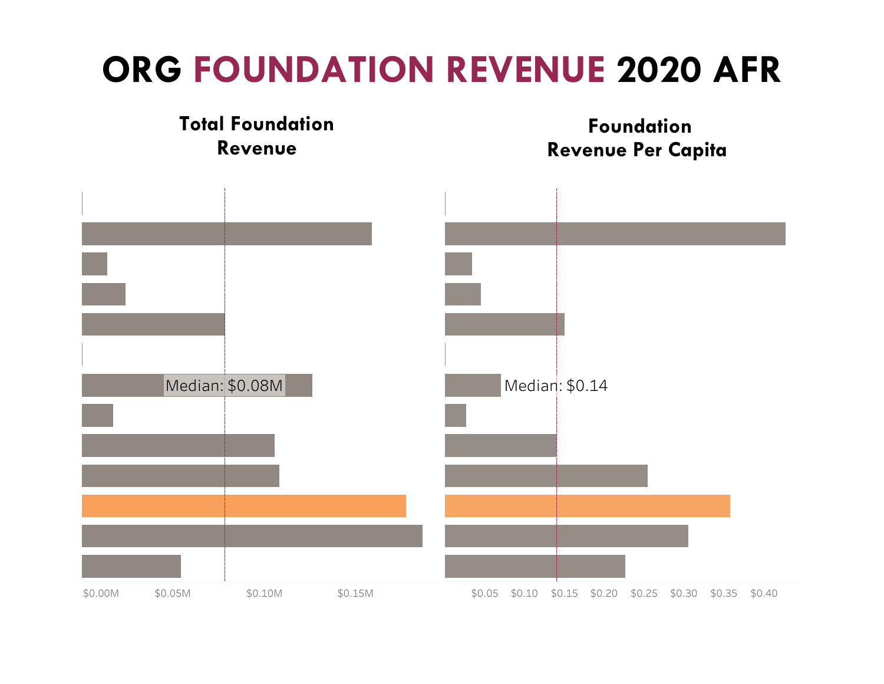# ORG FOUNDATION REVENUE 2020 AFR

## Total Foundation Revenue

Median: $0.08M

$0.00M $0.05M $0.10M $0.15M

## Foundation Revenue Per Capita

Median: $0.14

$0.05 $0.10 $0.15 $0.20 $0.25 $0.30 $0.35 $0.40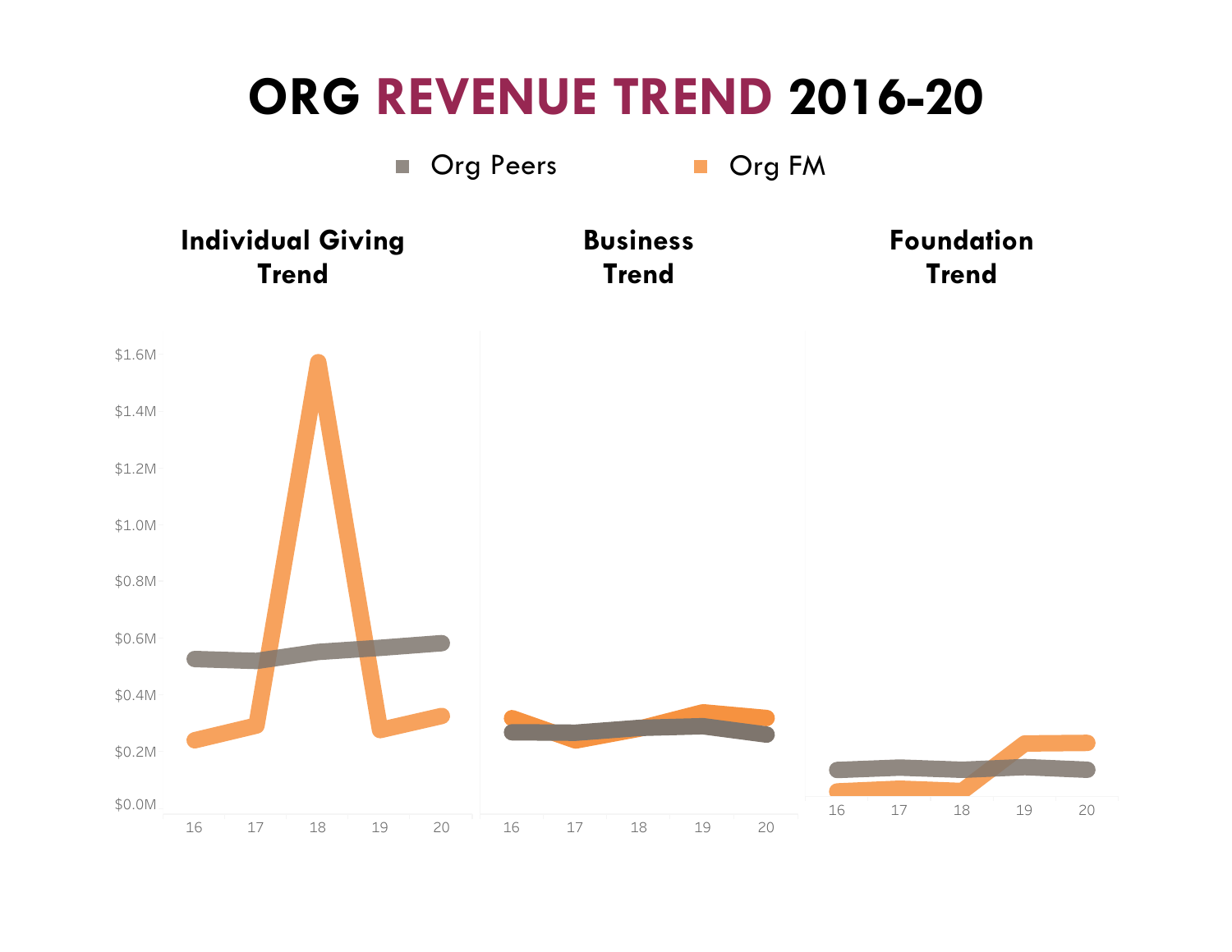# ORG REVENUE TREND 2016-20

■ Org Peers ■ Org FM

**Individual Giving Trend**

**Business Trend**

**Foundation Trend**

$1.6M
$1.4M
$1.2M
$1.0M
$0.8M
$0.6M
$0.4M
$0.2M
$0.0M

16 17 18 19 20 | 16 17 18 19 20 | 16 17 18 19 20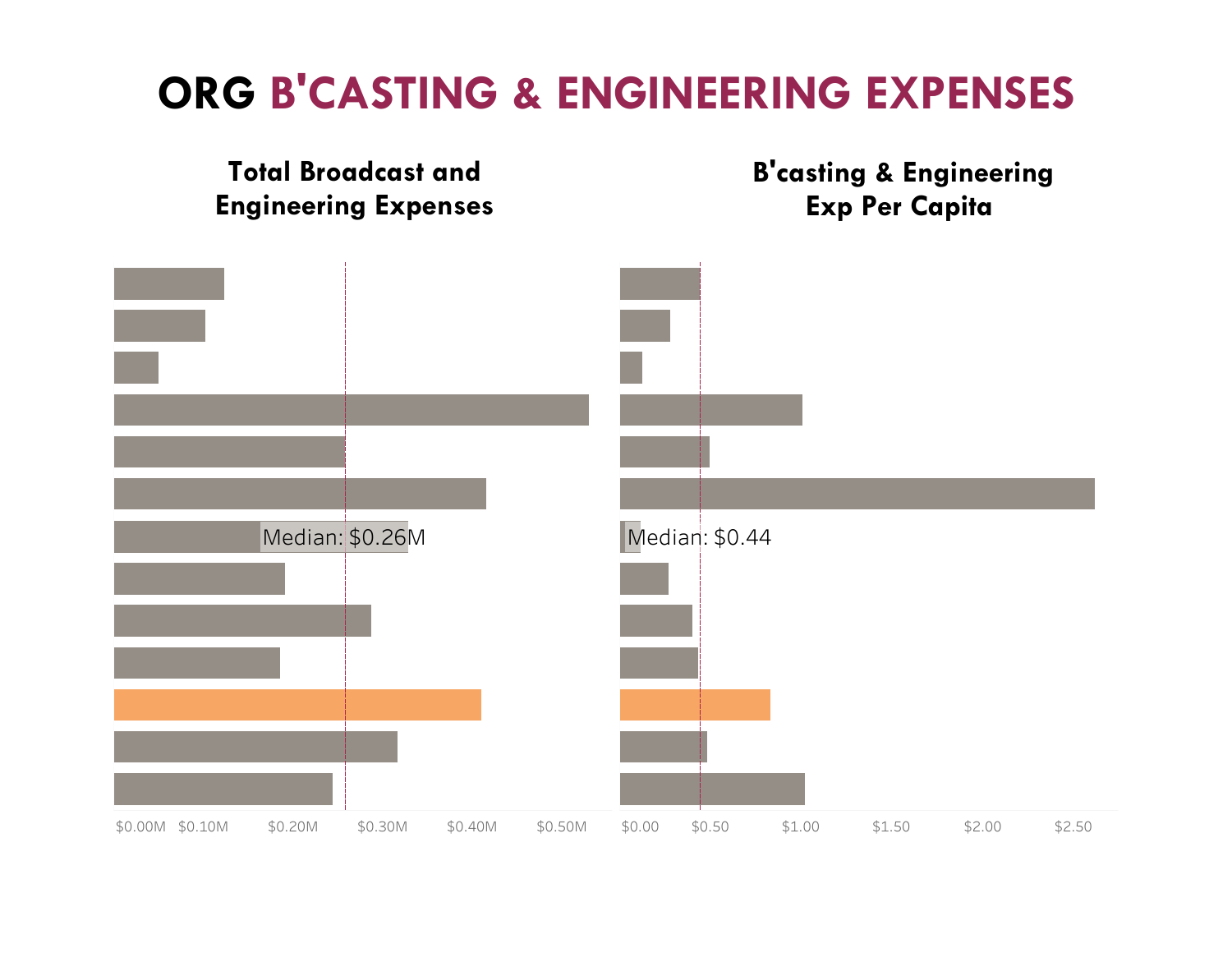# ORG B'CASTING & ENGINEERING EXPENSES

## Total Broadcast and Engineering Expenses

Median: $0.26M

$0.00M $0.10M $0.20M $0.30M $0.40M $0.50M

## B'casting & Engineering Exp Per Capita

Median: $0.44

$0.00 $0.50 $1.00 $1.50 $2.00 $2.50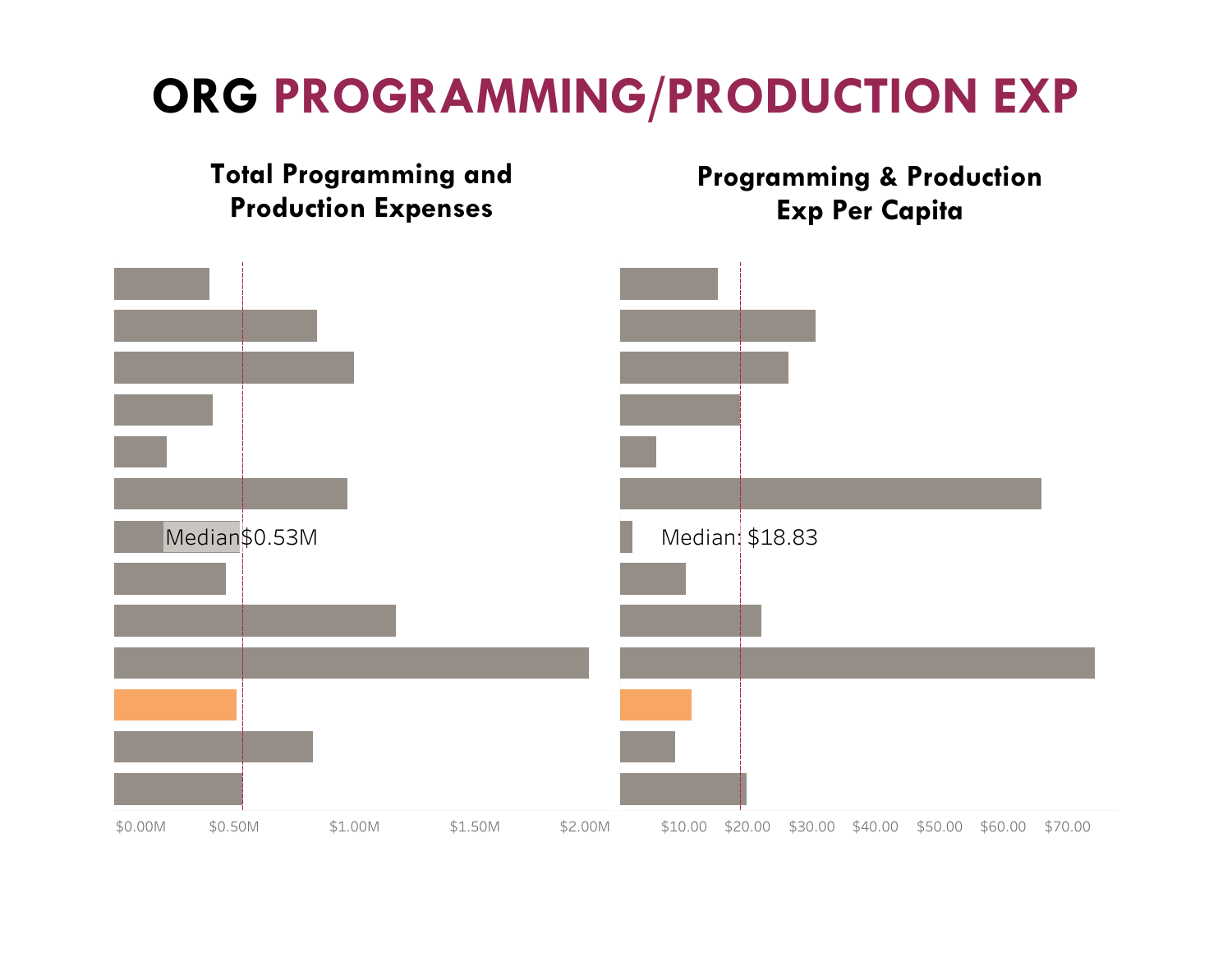# ORG PROGRAMMING/PRODUCTION EXP

### Total Programming and Production Expenses

Median $0.53M

$0.00M $0.50M $1.00M $1.50M $2.00M

### Programming & Production Exp Per Capita

Median: $18.83

$10.00 $20.00 $30.00 $40.00 $50.00 $60.00 $70.00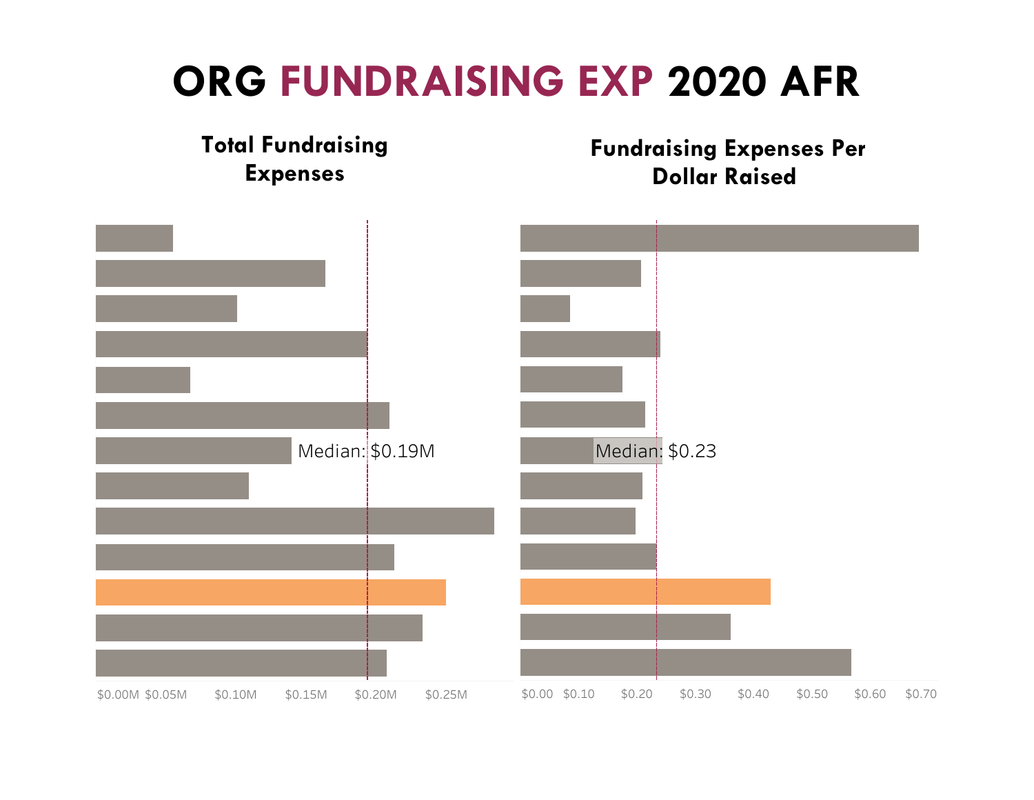# ORG FUNDRAISING EXP 2020 AFR

## Total Fundraising Expenses

Median: $0.19M

$0.00M $0.05M $0.10M $0.15M $0.20M $0.25M

## Fundraising Expenses Per Dollar Raised

Median: $0.23

$0.00 $0.10 $0.20 $0.30 $0.40 $0.50 $0.60 $0.70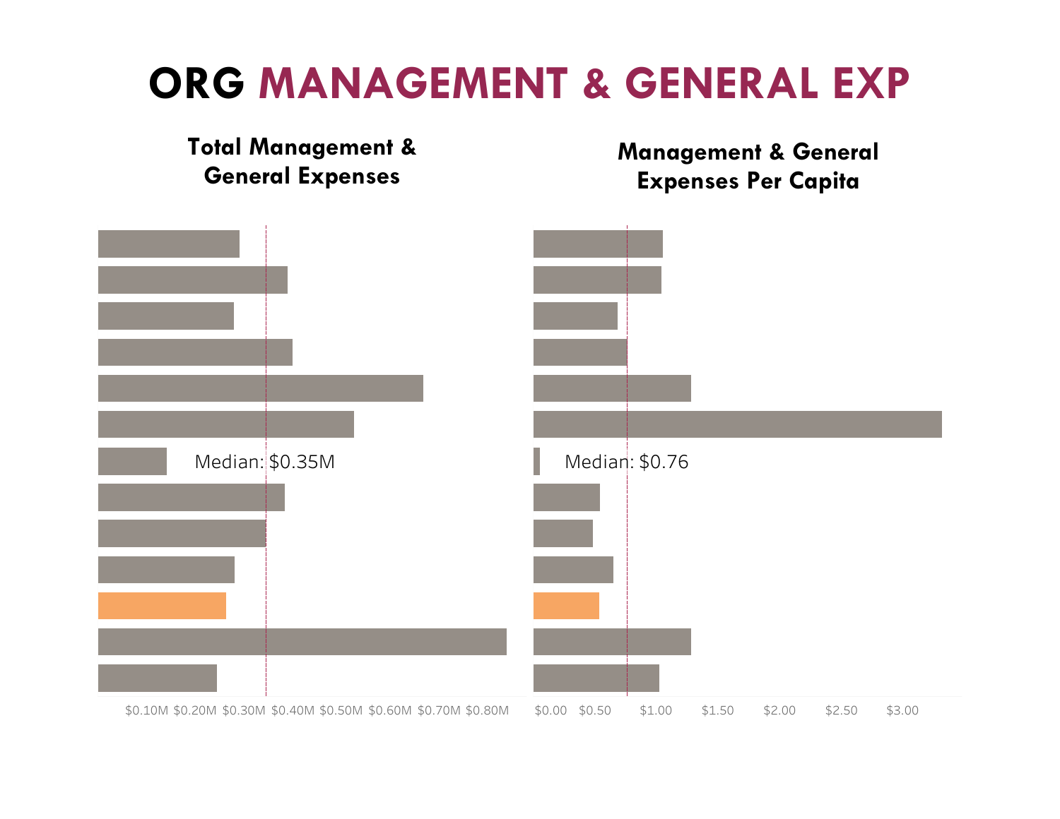# ORG MANAGEMENT & GENERAL EXP

## Total Management & General Expenses

Median: $0.35M

$0.10M $0.20M $0.30M $0.40M $0.50M $0.60M $0.70M $0.80M

## Management & General Expenses Per Capita

Median: $0.76

$0.00 $0.50 $1.00 $1.50 $2.00 $2.50 $3.00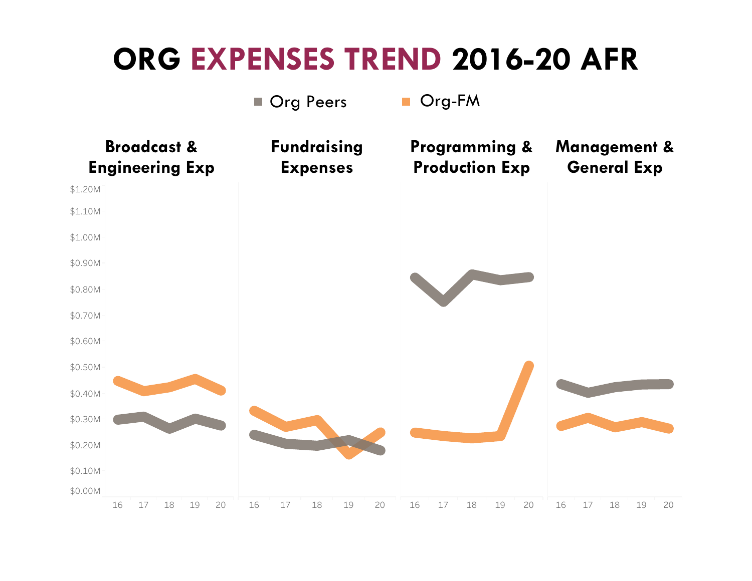# ORG EXPENSES TREND 2016-20 AFR

Org Peers
Org-FM

Broadcast & Engineering Exp

Fundraising Expenses

Programming & Production Exp

Management & General Exp

$1.20M
$1.10M
$1.00M
$0.90M
$0.80M
$0.70M
$0.60M
$0.50M
$0.40M
$0.30M
$0.20M
$0.10M
$0.00M

16 17 18 19 20

16 17 18 19 20

16 17 18 19 20

16 17 18 19 20